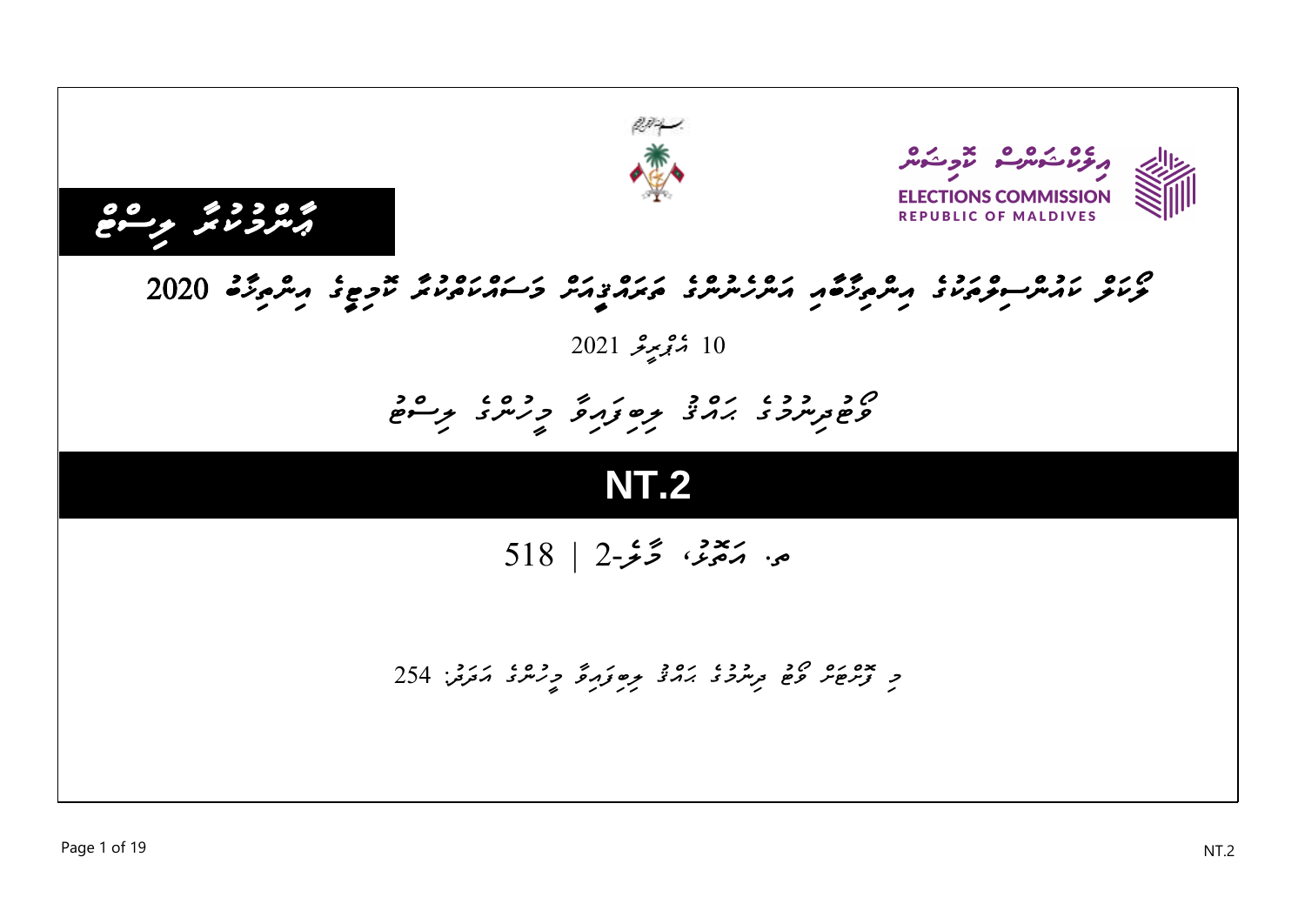ELECTIONS COMMISSION
REPUBLIC OF MALDIVES

އިންތިޚާބުގެ ކޮމިޝަން

އަންދާޒާ ލިސްޓް

# ލޯކަލް ކައުންސިލްތަކުގެ އިންތިޚާބާއި އަންހެނުންގެ ތަރައްޤީއަށް މަސައްކަތްކުރާ ކޮމިޓީގެ އިންތިޚާބު 2020

10 އޭޕްރިލް 2021

ވޯޓުދިނުމުގެ ހައްޤު ލިބިފައިވާ މީހުންގެ ލިސްޓު

# NT.2

ރ. އަލިފުށި، މާލެ-2 | 518

މި ފޮތުގައި ވޯޓު ދިނުމުގެ ހައްޤު ލިބިފައިވާ މީހުންގެ އަދަދު: 254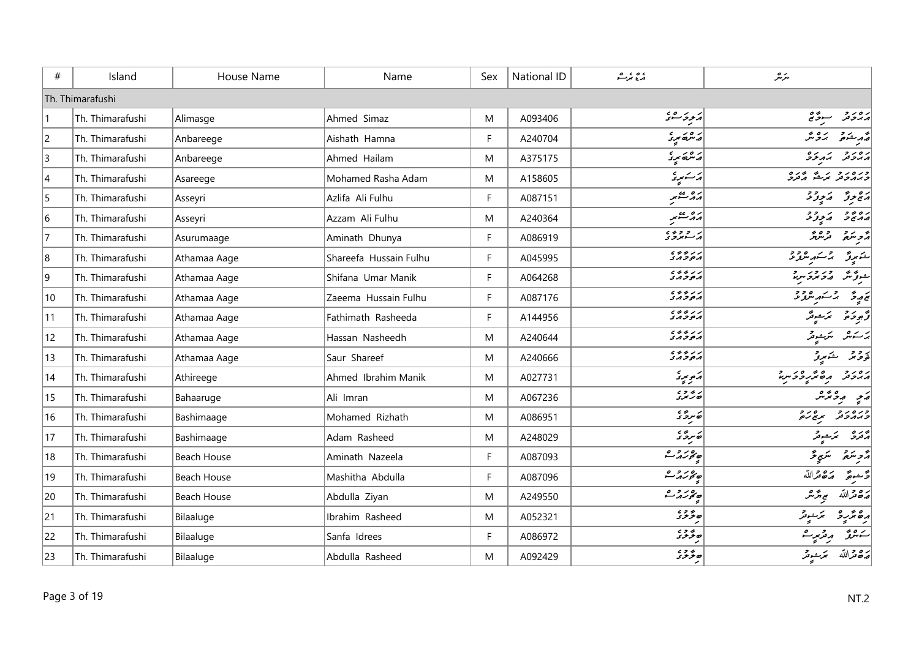| # | Island | House Name | Name | Sex | National ID | ގެއްގެ ނަން | ނަން |
|---|---|---|---|---|---|---|---|
| Th. Thimarafushi | | | | | | | |
| 1 | Th. Thimarafushi | Alimasge | Ahmed Simaz | M | A093406 | އަލިމަސްގެ | އަޙްމަދު ސިމާޒް |
| 2 | Th. Thimarafushi | Anbareege | Aishath Hamna | F | A240704 | އަންބަރީގެ | އާއިޝަތު ހަމްނާ |
| 3 | Th. Thimarafushi | Anbareege | Ahmed Hailam | M | A375175 | އަންބަރީގެ | އަޙްމަދު ހައިލަމް |
| 4 | Th. Thimarafushi | Asareege | Mohamed Rasha Adam | M | A158605 | އަސަރީގެ | މުޙައްމަދު ރަޝާ އާދަމް |
| 5 | Th. Thimarafushi | Asseyri | Azlifa Ali Fulhu | F | A087151 | އައްސޭރި | އަޒްލިފާ އަލިފުޅު |
| 6 | Th. Thimarafushi | Asseyri | Azzam Ali Fulhu | M | A240364 | އައްސޭރި | އައްޒާމް އަލިފުޅު |
| 7 | Th. Thimarafushi | Asurumaage | Aminath Dhunya | F | A086919 | އަސުރުމާގެ | އާމިނަތު ދުންޔާ |
| 8 | Th. Thimarafushi | Athamaa Aage | Shareefa Hussain Fulhu | F | A045995 | އަތަމާއާގެ | ޝަރީފާ ހުސައިންފުޅު |
| 9 | Th. Thimarafushi | Athamaa Aage | Shifana Umar Manik | F | A064268 | އަތަމާއާގެ | ޝިފާނާ އުމަރުމަނިކު |
| 10 | Th. Thimarafushi | Athamaa Aage | Zaeema Hussain Fulhu | F | A087176 | އަތަމާއާގެ | ޒައީމާ ހުސައިންފުޅު |
| 11 | Th. Thimarafushi | Athamaa Aage | Fathimath Rasheeda | F | A144956 | އަތަމާއާގެ | ފާތިމަތު ރަޝީދާ |
| 12 | Th. Thimarafushi | Athamaa Aage | Hassan Nasheedh | M | A240644 | އަތަމާއާގެ | ހަސަން ނަޝީދު |
| 13 | Th. Thimarafushi | Athamaa Aage | Saur Shareef | M | A240666 | އަތަމާއާގެ | ޘައުރު ޝަރީފު |
| 14 | Th. Thimarafushi | Athireege | Ahmed Ibrahim Manik | M | A027731 | އަތިރީގެ | އަޙްމަދު އިބްރާހީމްމަނިކު |
| 15 | Th. Thimarafushi | Bahaaruge | Ali Imran | M | A067236 | ބަހާރުގެ | އަލި އިމްރާން |
| 16 | Th. Thimarafushi | Bashimaage | Mohamed Rizhath | M | A086951 | ބަޝިމާގެ | މުޙައްމަދު ރިޟްހަތު |
| 17 | Th. Thimarafushi | Bashimaage | Adam Rasheed | M | A248029 | ބަޝިމާގެ | އާދަމް ރަޝީދު |
| 18 | Th. Thimarafushi | Beach House | Aminath Nazeela | F | A087093 | ބީޗްހައުސް | އާމިނަތު ނަޒީލާ |
| 19 | Th. Thimarafushi | Beach House | Mashitha Abdulla | F | A087096 | ބީޗްހައުސް | މާޝިތާ އަބްދުﷲ |
| 20 | Th. Thimarafushi | Beach House | Abdulla Ziyan | M | A249550 | ބީޗްހައުސް | އަބްދުﷲ ޒިޔާން |
| 21 | Th. Thimarafushi | Bilaaluge | Ibrahim Rasheed | M | A052321 | ބިލާލުގެ | އިބްރާހީމް ރަޝީދު |
| 22 | Th. Thimarafushi | Bilaaluge | Sanfa Idrees | F | A086972 | ބިލާލުގެ | ސަންފާ އިދުރީސް |
| 23 | Th. Thimarafushi | Bilaaluge | Abdulla Rasheed | M | A092429 | ބިލާލުގެ | އަބްދުﷲ ރަޝީދު |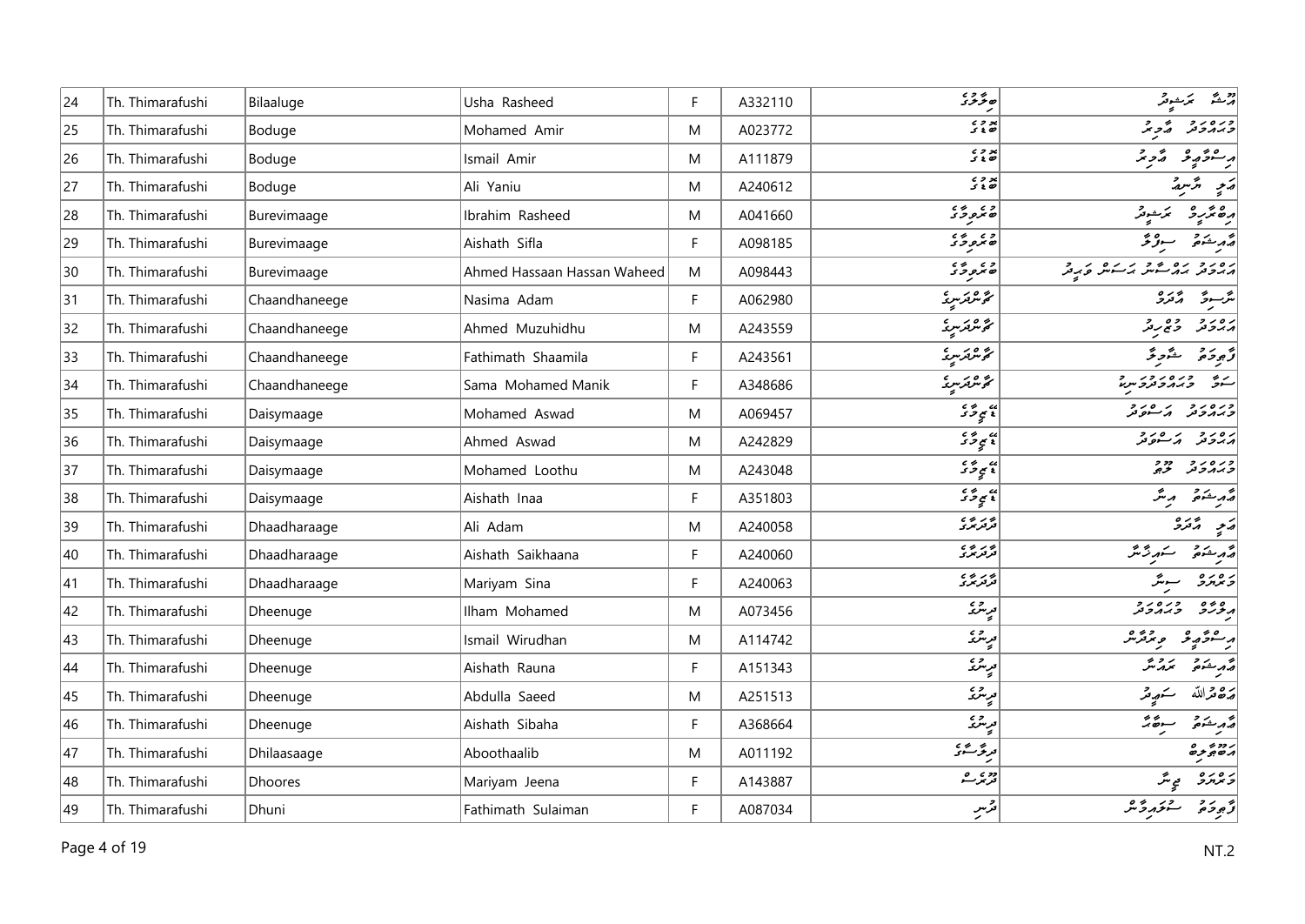| 24 | Th. Thimarafushi | Bilaaluge | Usha Rasheed | F | A332110 | ބިލާލުގެ | އުޝާ ރަޝީދު |
|---|---|---|---|---|---|---|---|
| 25 | Th. Thimarafushi | Boduge | Mohamed Amir | M | A023772 | ބޮޑުގެ | މުހައްމަދު އާމިރު |
| 26 | Th. Thimarafushi | Boduge | Ismail Amir | M | A111879 | ބޮޑުގެ | އިސްމާއީލް އާމިރު |
| 27 | Th. Thimarafushi | Boduge | Ali Yaniu | M | A240612 | ބޮޑުގެ | އަލި ޔަނިއު |
| 28 | Th. Thimarafushi | Burevimaage | Ibrahim Rasheed | M | A041660 | ބުރެވިމާގެ | އިބްރާހީމް ރަޝީދު |
| 29 | Th. Thimarafushi | Burevimaage | Aishath Sifla | F | A098185 | ބުރެވިމާގެ | އާއިޝަތު ސިފްލާ |
| 30 | Th. Thimarafushi | Burevimaage | Ahmed Hassaan Hassan Waheed | M | A098443 | ބުރެވިމާގެ | އަހްމަދު ހައްސާން ހަސަން ވަހީދު |
| 31 | Th. Thimarafushi | Chaandhaneege | Nasima Adam | F | A062980 | ޗާންދަނީގެ | ނާސިމާ އާދަމް |
| 32 | Th. Thimarafushi | Chaandhaneege | Ahmed Muzuhidhu | M | A243559 | ޗާންދަނީގެ | އަހްމަދު މުޒުހިދު |
| 33 | Th. Thimarafushi | Chaandhaneege | Fathimath Shaamila | F | A243561 | ޗާންދަނީގެ | ފާތިމަތު ޝާމިލާ |
| 34 | Th. Thimarafushi | Chaandhaneege | Sama Mohamed Manik | F | A348686 | ޗާންދަނީގެ | ސަމާ މުހައްމަދުމަނިކު |
| 35 | Th. Thimarafushi | Daisymaage | Mohamed Aswad | M | A069457 | ޑެއިސީމާގެ | މުހައްމަދު އަސްވަދު |
| 36 | Th. Thimarafushi | Daisymaage | Ahmed Aswad | M | A242829 | ޑެއިސީމާގެ | އަހްމަދު އަސްވަދު |
| 37 | Th. Thimarafushi | Daisymaage | Mohamed Loothu | M | A243048 | ޑެއިސީމާގެ | މުހައްމަދު ލޫތު |
| 38 | Th. Thimarafushi | Daisymaage | Aishath Inaa | F | A351803 | ޑެއިސީމާގެ | އާއިޝަތު އިނާ |
| 39 | Th. Thimarafushi | Dhaadharaage | Ali Adam | M | A240058 | ދާދަރާގެ | އަލި އާދަމް |
| 40 | Th. Thimarafushi | Dhaadharaage | Aishath Saikhaana | F | A240060 | ދާދަރާގެ | އާއިޝަތު ސައިޚާނާ |
| 41 | Th. Thimarafushi | Dhaadharaage | Mariyam Sina | F | A240063 | ދާދަރާގެ | މަރިޔަމް ސިނާ |
| 42 | Th. Thimarafushi | Dheenuge | Ilham Mohamed | M | A073456 | ދީނުގެ | އިލްހާމް މުހައްމަދު |
| 43 | Th. Thimarafushi | Dheenuge | Ismail Wirudhan | M | A114742 | ދީނުގެ | އިސްމާއީލް ވިރުދާން |
| 44 | Th. Thimarafushi | Dheenuge | Aishath Rauna | F | A151343 | ދީނުގެ | އާއިޝަތު ރައުނާ |
| 45 | Th. Thimarafushi | Dheenuge | Abdulla Saeed | M | A251513 | ދީނުގެ | އަބްދުالله ސައީދު |
| 46 | Th. Thimarafushi | Dheenuge | Aishath Sibaha | F | A368664 | ދީނުގެ | އާއިޝަތު ސިބާހާ |
| 47 | Th. Thimarafushi | Dhilaasaage | Aboothaalib | M | A011192 | ދިލާސާގެ | އަބޫތާލިބް |
| 48 | Th. Thimarafushi | Dhoores | Mariyam Jeena | F | A143887 | ދޫރެސް | މަރިޔަމް ޖީނާ |
| 49 | Th. Thimarafushi | Dhuni | Fathimath Sulaiman | F | A087034 | ދުނި | ފާތިމަތު ސުލައިމާން |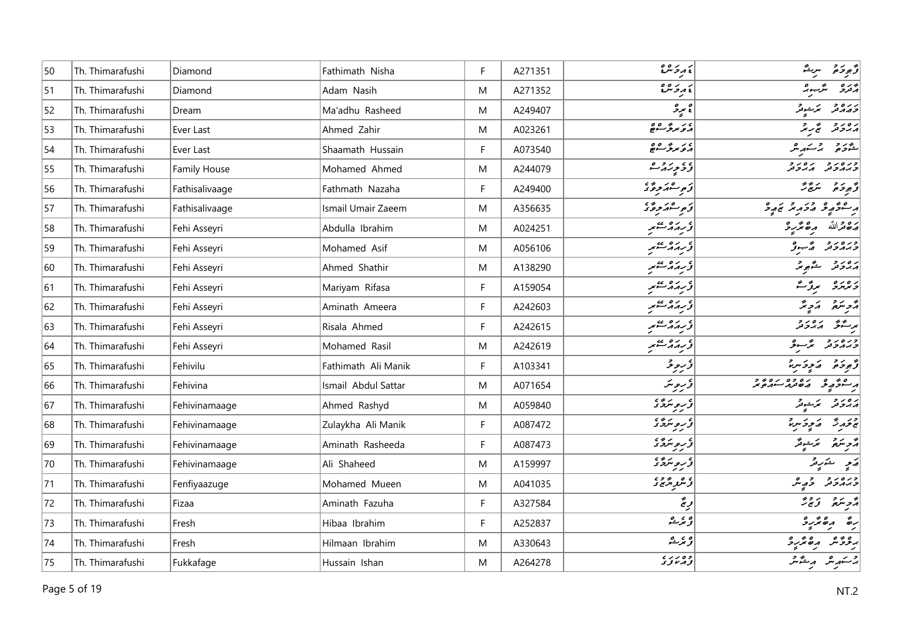| 50 | Th. Thimarafushi | Diamond | Fathimath Nisha | F | A271351 | ޑައިމަންޑް | ފާތިމަތު ނިޝާ |
|---|---|---|---|---|---|---|---|
| 51 | Th. Thimarafushi | Diamond | Adam Nasih | M | A271352 | ޑައިމަންޑް | އާދަމް ނާސިހް |
| 52 | Th. Thimarafushi | Dream | Ma'adhu Rasheed | M | A249407 | ޑްރީމް | މައާދު ރަޝީދު |
| 53 | Th. Thimarafushi | Ever Last | Ahmed Zahir | M | A023261 | އެވަރލާސްޓް | އަޙްމަދު ޒާހިރު |
| 54 | Th. Thimarafushi | Ever Last | Shaamath Hussain | F | A073540 | އެވަރލާސްޓް | ޝާމަތު ހުސައިން |
| 55 | Th. Thimarafushi | Family House | Mohamed Ahmed | M | A244079 | ފެމިލީހައުސް | މުޙައްމަދު އަޙްމަދު |
| 56 | Th. Thimarafushi | Fathisalivaage | Fathmath Nazaha | F | A249400 | ފަތިސަލިވާގެ | ފާތުމަތު ނަޒާހާ |
| 57 | Th. Thimarafushi | Fathisalivaage | Ismail Umair Zaeem | M | A356635 | ފަތިސަލިވާގެ | އިސްމާޢީލް އުމައިރު ޒަޢީމް |
| 58 | Th. Thimarafushi | Fehi Asseyri | Abdulla Ibrahim | M | A024251 | ފެހިއައްސޭރި | އަބްދުﷲ އިބްރާހިމް |
| 59 | Th. Thimarafushi | Fehi Asseyri | Mohamed Asif | M | A056106 | ފެހިއައްސޭރި | މުޙައްމަދު އާސިފް |
| 60 | Th. Thimarafushi | Fehi Asseyri | Ahmed Shathir | M | A138290 | ފެހިއައްސޭރި | އަޙްމަދު ޝާތިރު |
| 61 | Th. Thimarafushi | Fehi Asseyri | Mariyam Rifasa | F | A159054 | ފެހިއައްސޭރި | މަރިޔަމް ރިފާސާ |
| 62 | Th. Thimarafushi | Fehi Asseyri | Aminath Ameera | F | A242603 | ފެހިއައްސޭރި | އާމިނަތު އަމީރާ |
| 63 | Th. Thimarafushi | Fehi Asseyri | Risala Ahmed | F | A242615 | ފެހިއައްސޭރި | ރިސާލާ އަޙްމަދު |
| 64 | Th. Thimarafushi | Fehi Asseyri | Mohamed Rasil | M | A242619 | ފެހިއައްސޭރި | މުޙައްމަދު ރާސިލް |
| 65 | Th. Thimarafushi | Fehivilu | Fathimath Ali Manik | F | A103341 | ފެހިވިލު | ފާތިމަތު އަލިމަނިކު |
| 66 | Th. Thimarafushi | Fehivina | Ismail Abdul Sattar | M | A071654 | ފެހިވިނަ | އިސްމާޢީލް އަބްދުލްސައްތާރު |
| 67 | Th. Thimarafushi | Fehivinamaage | Ahmed Rashyd | M | A059840 | ފެހިވިނަމާގެ | އަޙްމަދު ރަޝީދު |
| 68 | Th. Thimarafushi | Fehivinamaage | Zulaykha Ali Manik | F | A087472 | ފެހިވިނަމާގެ | ޒުލައިޚާ އަލިމަނިކު |
| 69 | Th. Thimarafushi | Fehivinamaage | Aminath Rasheeda | F | A087473 | ފެހިވިނަމާގެ | އާމިނަތު ރަޝީދާ |
| 70 | Th. Thimarafushi | Fehivinamaage | Ali Shaheed | M | A159997 | ފެހިވިނަމާގެ | އަލި ޝަހީދު |
| 71 | Th. Thimarafushi | Fenfiyaazuge | Mohamed Mueen | M | A041035 | ފެންފިޔާޒުގެ | މުޙައްމަދު މުޢީން |
| 72 | Th. Thimarafushi | Fizaa | Aminath Fazuha | F | A327584 | ފިޒާ | އާމިނަތު ފަޒުހާ |
| 73 | Th. Thimarafushi | Fresh | Hibaa Ibrahim | F | A252837 | ފްރެޝް | ހިބާ އިބްރާހިމް |
| 74 | Th. Thimarafushi | Fresh | Hilmaan Ibrahim | M | A330643 | ފްރެޝް | ހިލްމާން އިބްރާހިމް |
| 75 | Th. Thimarafushi | Fukkafage | Hussain Ishan | M | A264278 | ފުއްކަފަގެ | ހުސައިން އިޝާން |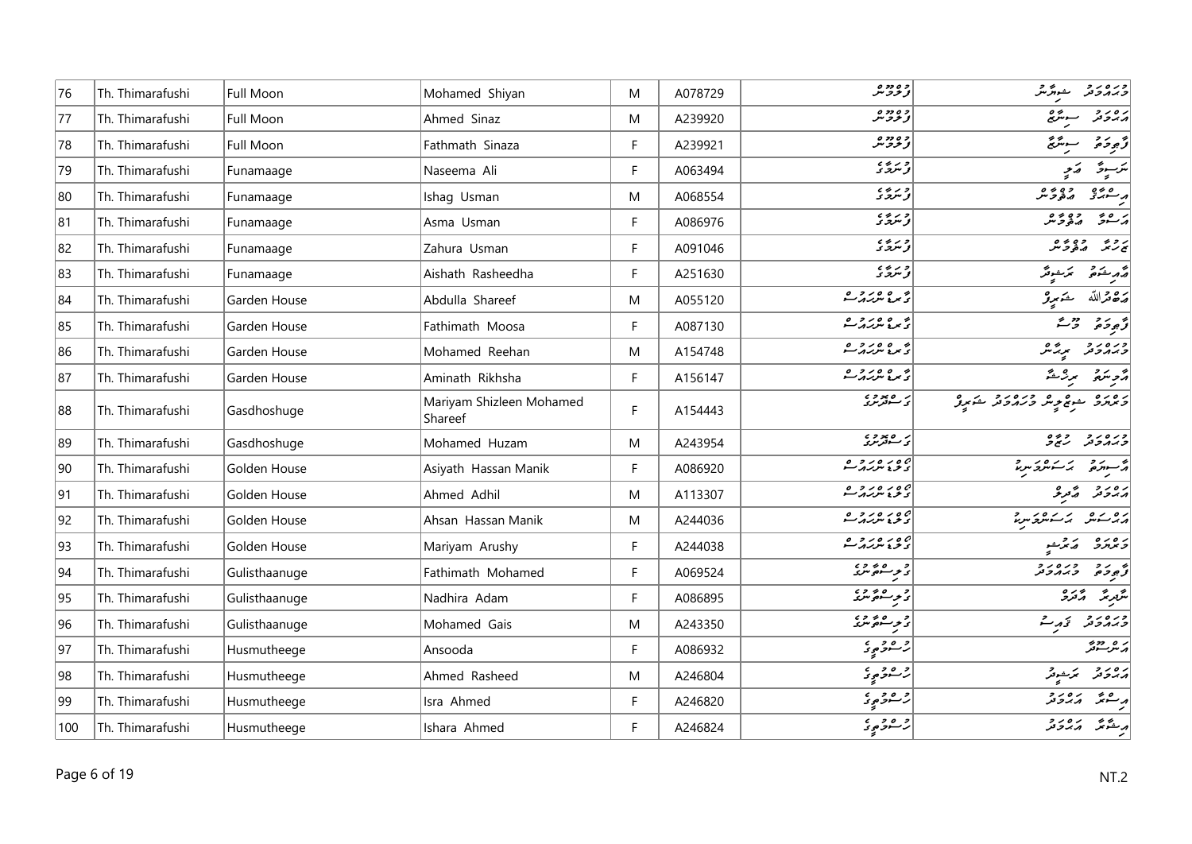| 76 | Th. Thimarafushi | Full Moon | Mohamed Shiyan | M | A078729 | ފުލްމޫން | މުޙައްމަދު ޝިޔާން |
|---|---|---|---|---|---|---|---|
| 77 | Th. Thimarafushi | Full Moon | Ahmed Sinaz | M | A239920 | ފުލްމޫން | އަޙްމަދު ސިނާޒް |
| 78 | Th. Thimarafushi | Full Moon | Fathmath Sinaza | F | A239921 | ފުލްމޫން | ފާތިމަތު ސިނާޒާ |
| 79 | Th. Thimarafushi | Funamaage | Naseema Ali | F | A063494 | ފުނަމާގެ | ނަސީމާ ޢަލީ |
| 80 | Th. Thimarafushi | Funamaage | Ishag Usman | M | A068554 | ފުނަމާގެ | އިސްޙާޤު ޢުޘްމާން |
| 81 | Th. Thimarafushi | Funamaage | Asma Usman | F | A086976 | ފުނަމާގެ | އަސްމާ ޢުޘްމާން |
| 82 | Th. Thimarafushi | Funamaage | Zahura Usman | F | A091046 | ފުނަމާގެ | ޒަހުރާ ޢުޘްމާން |
| 83 | Th. Thimarafushi | Funamaage | Aishath Rasheedha | F | A251630 | ފުނަމާގެ | ޢާއިޝަތު ރަޝީދާ |
| 84 | Th. Thimarafushi | Garden House | Abdulla Shareef | M | A055120 | ގާޑްން ހައުސް | ޢަބްދުﷲ ޝަރީފު |
| 85 | Th. Thimarafushi | Garden House | Fathimath Moosa | F | A087130 | ގާޑްން ހައުސް | ފާތިމަތު މޫސާ |
| 86 | Th. Thimarafushi | Garden House | Mohamed Reehan | M | A154748 | ގާޑްން ހައުސް | މުޙައްމަދު ރީހާން |
| 87 | Th. Thimarafushi | Garden House | Aminath Rikhsha | F | A156147 | ގާޑްން ހައުސް | އާމިނަތު ރިކްޝާ |
| 88 | Th. Thimarafushi | Gasdhoshuge | Mariyam Shizleen Mohamed Shareef | F | A154443 | ގަސްދޮށުގެ | މަރިޔަމް ޝިޒްލީން މުޙައްމަދު ޝަރީފު |
| 89 | Th. Thimarafushi | Gasdhoshuge | Mohamed Huzam | M | A243954 | ގަސްދޮށުގެ | މުޙައްމަދު ހުޒާމް |
| 90 | Th. Thimarafushi | Golden House | Asiyath Hassan Manik | F | A086920 | ގޯލްޑަން ހައުސް | އާސިޔަތު ޙަސަންމަނިކު |
| 91 | Th. Thimarafushi | Golden House | Ahmed Adhil | M | A113307 | ގޯލްޑަން ހައުސް | އަޙްމަދު އާދިލް |
| 92 | Th. Thimarafushi | Golden House | Ahsan Hassan Manik | M | A244036 | ގޯލްޑަން ހައުސް | އަޙްސަން ޙަސަންމަނިކު |
| 93 | Th. Thimarafushi | Golden House | Mariyam Arushy | F | A244038 | ގޯލްޑަން ހައުސް | މަރިޔަމް އަރުޝީ |
| 94 | Th. Thimarafushi | Gulisthaanuge | Fathimath Mohamed | F | A069524 | ގުލިސްތާނުގެ | ފާތިމަތު މުޙައްމަދު |
| 95 | Th. Thimarafushi | Gulisthaanuge | Nadhira Adam | F | A086895 | ގުލިސްތާނުގެ | ނާދިރާ އާދަމް |
| 96 | Th. Thimarafushi | Gulisthaanuge | Mohamed Gais | M | A243350 | ގުލިސްތާނުގެ | މުޙައްމަދު ގައިސް |
| 97 | Th. Thimarafushi | Husmutheege | Ansooda | F | A086932 | ހުސްމުތީގެ | އަންސޫދާ |
| 98 | Th. Thimarafushi | Husmutheege | Ahmed Rasheed | M | A246804 | ހުސްމުތީގެ | އަޙްމަދު ރަޝީދު |
| 99 | Th. Thimarafushi | Husmutheege | Isra Ahmed | F | A246820 | ހުސްމުތީގެ | އިސްރާ އަޙްމަދު |
| 100 | Th. Thimarafushi | Husmutheege | Ishara Ahmed | F | A246824 | ހުސްމުތީގެ | އިޝާރާ އަޙްމަދު |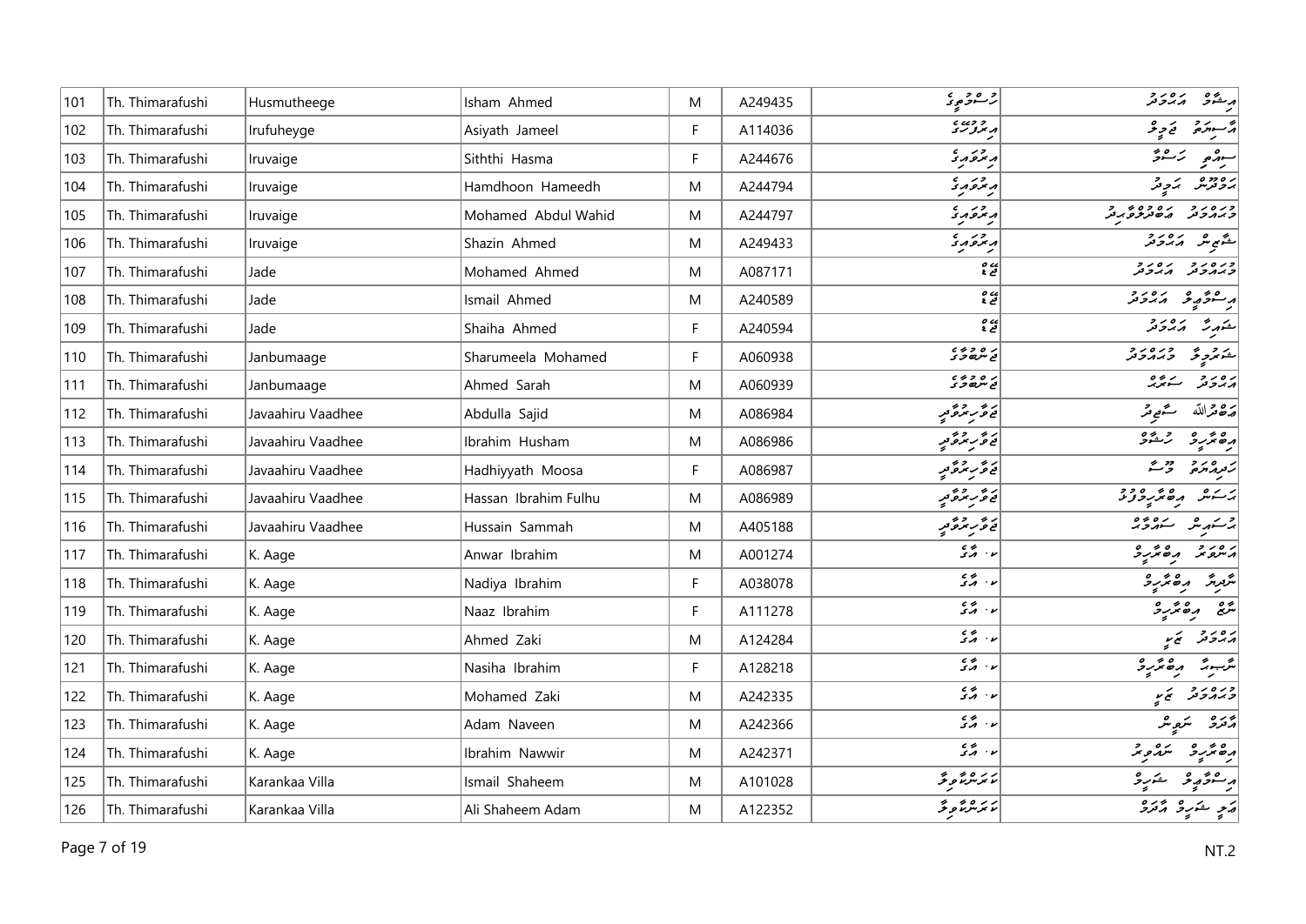| 101 | Th. Thimarafushi | Husmutheege | Isham Ahmed | M | A249435 | ހުސްމުތީގެ | އިޝާމް އަހުމަދު |
|---|---|---|---|---|---|---|---|
| 102 | Th. Thimarafushi | Irufuheyge | Asiyath Jameel | F | A114036 | އިރުފުހޭގެ | އާސިޔަތު ޖަމީލު |
| 103 | Th. Thimarafushi | Iruvaige | Siththi Hasma | F | A244676 | އިރުވައިގެ | ސިއްތި ހަސްމާ |
| 104 | Th. Thimarafushi | Iruvaige | Hamdhoon Hameedh | M | A244794 | އިރުވައިގެ | ހަމްދޫން ހަމީދު |
| 105 | Th. Thimarafushi | Iruvaige | Mohamed Abdul Wahid | M | A244797 | އިރުވައިގެ | މުހައްމަދު އަބްދުލްވާހިދު |
| 106 | Th. Thimarafushi | Iruvaige | Shazin Ahmed | M | A249433 | އިރުވައިގެ | ޝާޒިން އަހުމަދު |
| 107 | Th. Thimarafushi | Jade | Mohamed Ahmed | M | A087171 | ޖޭޑް | މުހައްމަދު އަހުމަދު |
| 108 | Th. Thimarafushi | Jade | Ismail Ahmed | M | A240589 | ޖޭޑް | އިސްމާއީލް އަހުމަދު |
| 109 | Th. Thimarafushi | Jade | Shaiha Ahmed | F | A240594 | ޖޭޑް | ޝައިހާ އަހުމަދު |
| 110 | Th. Thimarafushi | Janbumaage | Sharumeela Mohamed | F | A060938 | ޖަންބުމާގެ | ޝަރުމީލާ މުހައްމަދު |
| 111 | Th. Thimarafushi | Janbumaage | Ahmed Sarah | M | A060939 | ޖަންބުމާގެ | އަހުމަދު ސަރަހް |
| 112 | Th. Thimarafushi | Javaahiru Vaadhee | Abdulla Sajid | M | A086984 | ޖަވާހިރުވާދީ | އަބްދުﷲ ސާޖިދު |
| 113 | Th. Thimarafushi | Javaahiru Vaadhee | Ibrahim Husham | M | A086986 | ޖަވާހިރުވާދީ | އިބްރާހިމް ހުޝާމް |
| 114 | Th. Thimarafushi | Javaahiru Vaadhee | Hadhiyyath Moosa | F | A086987 | ޖަވާހިރުވާދީ | ހަދިއްޔަތު މޫސާ |
| 115 | Th. Thimarafushi | Javaahiru Vaadhee | Hassan Ibrahim Fulhu | M | A086989 | ޖަވާހިރުވާދީ | ހަސަން އިބްރާހީމްފުޅު |
| 116 | Th. Thimarafushi | Javaahiru Vaadhee | Hussain Sammah | M | A405188 | ޖަވާހިރުވާދީ | ހުސައިން ސައްމާހް |
| 117 | Th. Thimarafushi | K. Aage | Anwar Ibrahim | M | A001274 | ކ. އާގެ | އަންވަރު އިބްރާހިމް |
| 118 | Th. Thimarafushi | K. Aage | Nadiya Ibrahim | F | A038078 | ކ. އާގެ | ނާދިޔާ އިބްރާހިމް |
| 119 | Th. Thimarafushi | K. Aage | Naaz Ibrahim | F | A111278 | ކ. އާގެ | ނާޒް އިބްރާހިމް |
| 120 | Th. Thimarafushi | K. Aage | Ahmed Zaki | M | A124284 | ކ. އާގެ | އަހުމަދު ޒަކީ |
| 121 | Th. Thimarafushi | K. Aage | Nasiha Ibrahim | F | A128218 | ކ. އާގެ | ނާސިހާ އިބްރާހިމް |
| 122 | Th. Thimarafushi | K. Aage | Mohamed Zaki | M | A242335 | ކ. އާގެ | މުހައްމަދު ޒަކީ |
| 123 | Th. Thimarafushi | K. Aage | Adam Naveen | M | A242366 | ކ. އާގެ | އާދަމް ނަވީން |
| 124 | Th. Thimarafushi | K. Aage | Ibrahim Nawwir | M | A242371 | ކ. އާގެ | އިބްރާހިމް ނައްވިރު |
| 125 | Th. Thimarafushi | Karankaa Villa | Ismail Shaheem | M | A101028 | ކަރަންކާވިލާ | އިސްމާއީލް ޝަހީމް |
| 126 | Th. Thimarafushi | Karankaa Villa | Ali Shaheem Adam | M | A122352 | ކަރަންކާވިލާ | އަލި ޝަހީމް އާދަމް |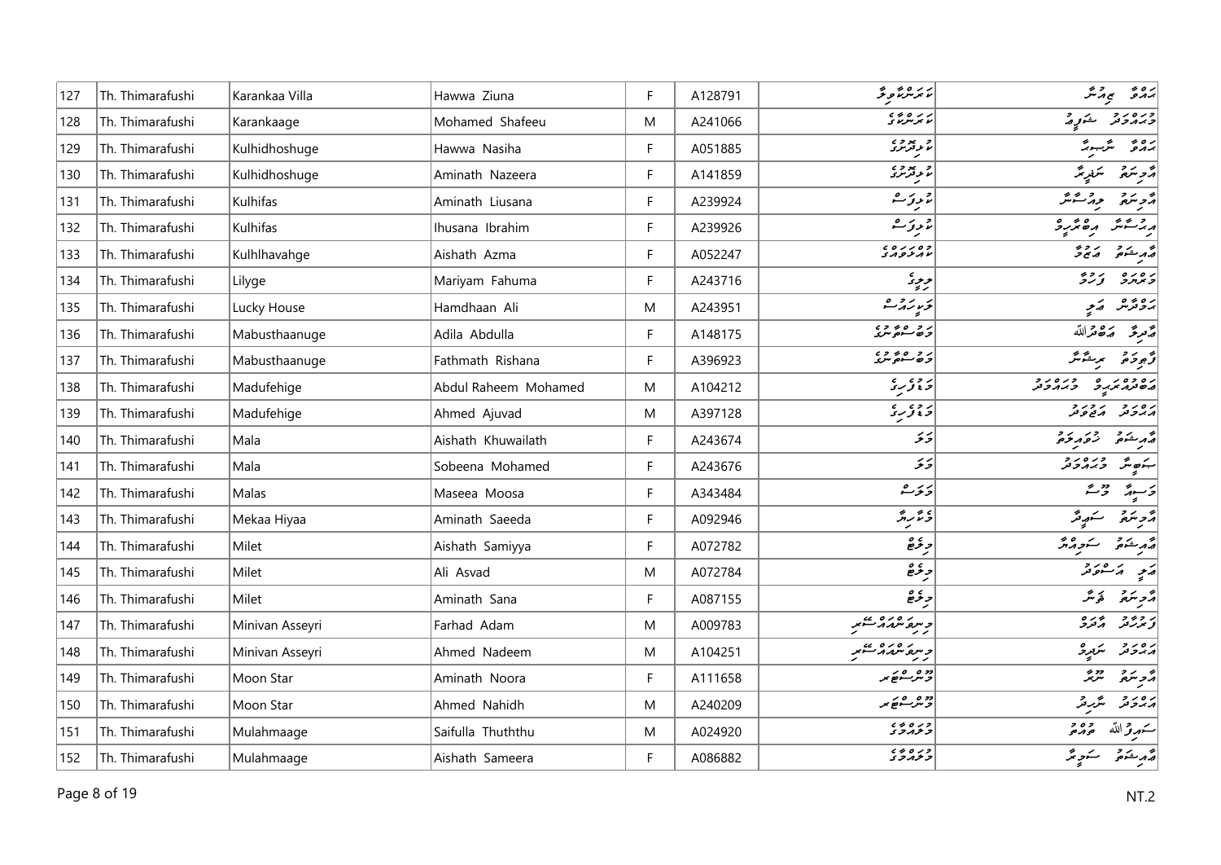| 127 | Th. Thimarafushi | Karankaa Villa | Hawwa Ziuna | F | A128791 | ކަރަންކާވިލާ | ހައްވާ ޒިއުނާ |
|---|---|---|---|---|---|---|---|
| 128 | Th. Thimarafushi | Karankaage | Mohamed Shafeeu | M | A241066 | ކަރަންކާގެ | މުޙައްމަދު ޝަފީއު |
| 129 | Th. Thimarafushi | Kulhidhoshuge | Hawwa Nasiha | F | A051885 | ކުޅިދޮށުގެ | ހައްވާ ނާސިހާ |
| 130 | Th. Thimarafushi | Kulhidhoshuge | Aminath Nazeera | F | A141859 | ކުޅިދޮށުގެ | އާމިނަތު ނަޒީރާ |
| 131 | Th. Thimarafushi | Kulhifas | Aminath Liusana | F | A239924 | ކުޅިފަސް | އާމިނަތު ލިއުސާނާ |
| 132 | Th. Thimarafushi | Kulhifas | Ihusana Ibrahim | F | A239926 | ކުޅިފަސް | އިހުސާނާ އިބްރާހީމް |
| 133 | Th. Thimarafushi | Kulhlhavahge | Aishath Azma | F | A052247 | ކުޅްޅަވައްގެ | އާއިޝަތު އަޒްމާ |
| 134 | Th. Thimarafushi | Lilyge | Mariyam Fahuma | F | A243716 | ލިލީގެ | މަރިޔަމް ފަހުމާ |
| 135 | Th. Thimarafushi | Lucky House | Hamdhaan Ali | M | A243951 | ލަކީހައުސް | ހަމްދާން އަލީ |
| 136 | Th. Thimarafushi | Mabusthaanuge | Adila Abdulla | F | A148175 | މަބުސްތާނުގެ | އާދިލާ އަބްދުﷲ |
| 137 | Th. Thimarafushi | Mabusthaanuge | Fathmath Rishana | F | A396923 | މަބުސްތާނުގެ | ފާތިމަތު ރިޝާނާ |
| 138 | Th. Thimarafushi | Madufehige | Abdul Raheem Mohamed | M | A104212 | މަދުފެހިގެ | އަބްދުއްރަޙީމް މުޙައްމަދު |
| 139 | Th. Thimarafushi | Madufehige | Ahmed Ajuvad | M | A397128 | މަދުފެހިގެ | އަޙްމަދު އަޖުވަދު |
| 140 | Th. Thimarafushi | Mala | Aishath Khuwailath | F | A243674 | މަލަ | އާއިޝަތު ޚުވައިލަތު |
| 141 | Th. Thimarafushi | Mala | Sobeena Mohamed | F | A243676 | މަލަ | ސަބީނާ މުޙައްމަދު |
| 142 | Th. Thimarafushi | Malas | Maseea Moosa | F | A343484 | މަލަސް | މަސީއާ މޫސާ |
| 143 | Th. Thimarafushi | Mekaa Hiyaa | Aminath Saeeda | F | A092946 | މެކާހިޔާ | އާމިނަތު ސައީދާ |
| 144 | Th. Thimarafushi | Milet | Aishath Samiyya | F | A072782 | މިލެޓް | އާއިޝަތު ސަމިއްޔާ |
| 145 | Th. Thimarafushi | Milet | Ali Asvad | M | A072784 | މިލެޓް | އަލީ އަސްވަދު |
| 146 | Th. Thimarafushi | Milet | Aminath Sana | F | A087155 | މިލެޓް | އާމިނަތު ޘަނާ |
| 147 | Th. Thimarafushi | Minivan Asseyri | Farhad Adam | M | A009783 | މިނިވަންއައްސޭރި | ފަރުހާދު އާދަމް |
| 148 | Th. Thimarafushi | Minivan Asseyri | Ahmed Nadeem | M | A104251 | މިނިވަންއައްސޭރި | އަޙްމަދު ނަދީމް |
| 149 | Th. Thimarafushi | Moon Star | Aminath Noora | F | A111658 | މޫންސްޓަރ | އާމިނަތު ނޫރާ |
| 150 | Th. Thimarafushi | Moon Star | Ahmed Nahidh | M | A240209 | މޫންސްޓަރ | އަޙްމަދު ނާހިދު |
| 151 | Th. Thimarafushi | Mulahmaage | Saifulla Thuththu | M | A024920 | މުލައްމާގެ | ސައިފުﷲ ތުއްތު |
| 152 | Th. Thimarafushi | Mulahmaage | Aishath Sameera | F | A086882 | މުލައްމާގެ | އާއިޝަތު ސަމީރާ |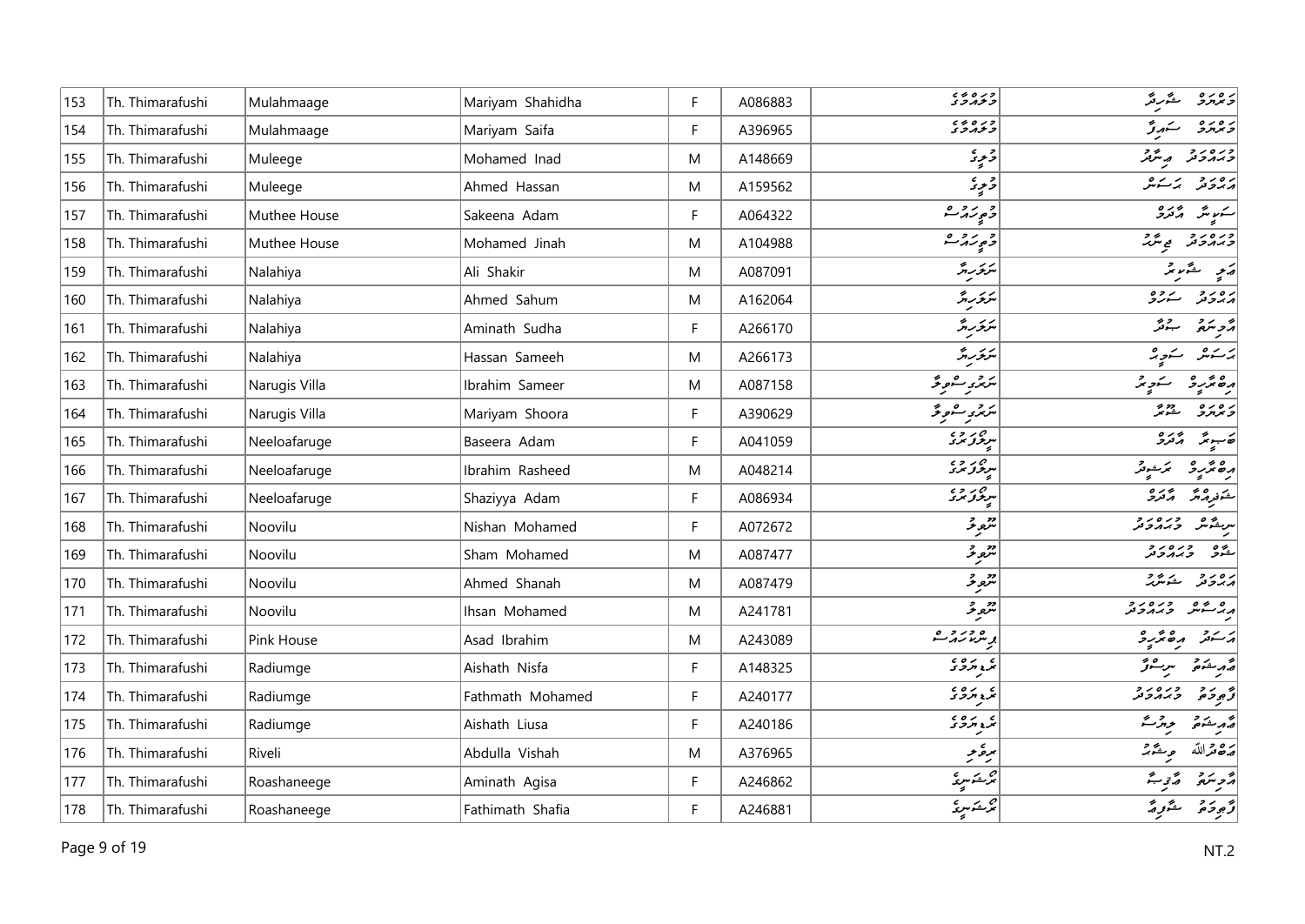| 153 | Th. Thimarafushi | Mulahmaage | Mariyam Shahidha | F | A086883 | ޢުލަހްމާގެ | މަރިޔަމް ޝާހިދާ |
|---|---|---|---|---|---|---|---|
| 154 | Th. Thimarafushi | Mulahmaage | Mariyam Saifa | F | A396965 | މުލަހްމާގެ | މަރިޔަމް ސައިފާ |
| 155 | Th. Thimarafushi | Muleege | Mohamed Inad | M | A148669 | މުލީގެ | މުޙައްމަދު އިނާދު |
| 156 | Th. Thimarafushi | Muleege | Ahmed Hassan | M | A159562 | މުލީގެ | އަޙްމަދު ޙަސަން |
| 157 | Th. Thimarafushi | Muthee House | Sakeena Adam | F | A064322 | މުތީހައުސް | ސަކީނާ އާދަމް |
| 158 | Th. Thimarafushi | Muthee House | Mohamed Jinah | M | A104988 | މުތީހައުސް | މުޙައްމަދު ޖިނާޙް |
| 159 | Th. Thimarafushi | Nalahiya | Ali Shakir | M | A087091 | ނަލަހިޔާ | ޢަލީ ޝާކިރު |
| 160 | Th. Thimarafushi | Nalahiya | Ahmed Sahum | M | A162064 | ނަލަހިޔާ | އަޙްމަދު ސަހުމް |
| 161 | Th. Thimarafushi | Nalahiya | Aminath Sudha | F | A266170 | ނަލަހިޔާ | އާމިނަތު ސުދާ |
| 162 | Th. Thimarafushi | Nalahiya | Hassan Sameeh | M | A266173 | ނަލަހިޔާ | ޙަސަން ސަމީޙު |
| 163 | Th. Thimarafushi | Narugis Villa | Ibrahim Sameer | M | A087158 | ނަރުގިސްވިލާ | އިބްރާހީމް ސަމީރު |
| 164 | Th. Thimarafushi | Narugis Villa | Mariyam Shoora | F | A390629 | ނަރުގިސްވިލާ | މަރިޔަމް ޝޫރާ |
| 165 | Th. Thimarafushi | Neeloafaruge | Baseera Adam | F | A041059 | ނީލޯފަރުގެ | ބަސީރާ އާދަމް |
| 166 | Th. Thimarafushi | Neeloafaruge | Ibrahim Rasheed | M | A048214 | ނީލޯފަރުގެ | އިބްރާހީމް ރަޝީދު |
| 167 | Th. Thimarafushi | Neeloafaruge | Shaziyya Adam | F | A086934 | ނީލޯފަރުގެ | ޝަޒިއްޔާ އާދަމް |
| 168 | Th. Thimarafushi | Noovilu | Nishan Mohamed | F | A072672 | ނޫވިލު | ނިޝާން މުޙައްމަދު |
| 169 | Th. Thimarafushi | Noovilu | Sham Mohamed | M | A087477 | ނޫވިލު | ޝާމް މުޙައްމަދު |
| 170 | Th. Thimarafushi | Noovilu | Ahmed Shanah | M | A087479 | ނޫވިލު | އަޙްމަދު ޝަނާޙް |
| 171 | Th. Thimarafushi | Noovilu | Ihsan Mohamed | M | A241781 | ނޫވިލު | އިޙްސާން މުޙައްމަދު |
| 172 | Th. Thimarafushi | Pink House | Asad Ibrahim | M | A243089 | ޕިންކްހައުސް | އަސަދު އިބްރާހީމް |
| 173 | Th. Thimarafushi | Radiumge | Aishath Nisfa | F | A148325 | ރޭޑިއަމްގެ | އާއިޝަތު ނިސްފާ |
| 174 | Th. Thimarafushi | Radiumge | Fathmath Mohamed | F | A240177 | ރޭޑިއަމްގެ | ފާތިމަތު މުޙައްމަދު |
| 175 | Th. Thimarafushi | Radiumge | Aishath Liusa | F | A240186 | ރޭޑިއަމްގެ | އާއިޝަތު ލިއުސާ |
| 176 | Th. Thimarafushi | Riveli | Abdulla Vishah | M | A376965 | ރިވެލި | އަބްދުﷲ ވިޝާޙް |
| 177 | Th. Thimarafushi | Roashaneege | Aminath Agisa | F | A246862 | ރޯޝަނީގެ | އާމިނަތު އާގިސާ |
| 178 | Th. Thimarafushi | Roashaneege | Fathimath Shafia | F | A246881 | ރޯޝަނީގެ | ފާތިމަތު ޝާފިއާ |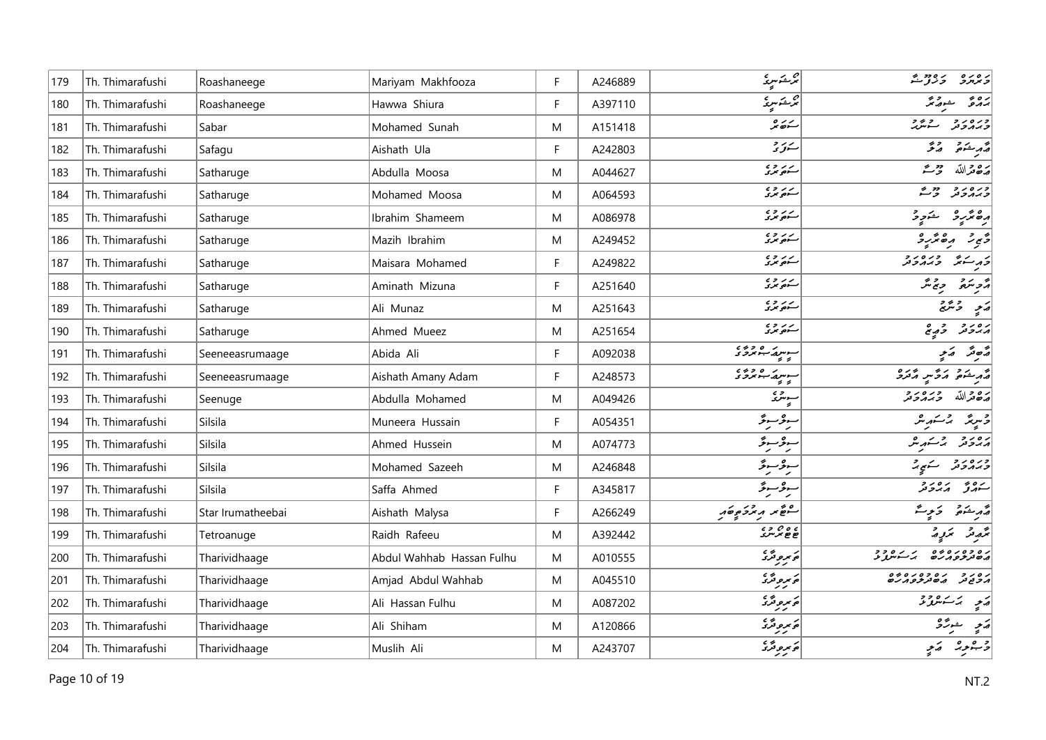| 179 | Th. Thimarafushi | Roashaneege | Mariyam Makhfooza | F | A246889 | �һޯޝަނީގެ | މަރިޔަމް މަޚްފޫޒާ |
|---|---|---|---|---|---|---|---|
| 180 | Th. Thimarafushi | Roashaneege | Hawwa Shiura | F | A397110 | ރޯޝަނީގެ | ހައްވާ ޝިއުރާ |
| 181 | Th. Thimarafushi | Sabar | Mohamed Sunah | M | A151418 | ސަބަރު | މުހައްމަދު ސުނާހް |
| 182 | Th. Thimarafushi | Safagu | Aishath Ula | F | A242803 | ސަފަގު | އައިޝަތު އުލާ |
| 183 | Th. Thimarafushi | Satharuge | Abdulla Moosa | M | A044627 | ސަތަރުގެ | އަބްދުﷲ މޫސާ |
| 184 | Th. Thimarafushi | Satharuge | Mohamed Moosa | M | A064593 | ސަތަރުގެ | މުހައްމަދު މޫސާ |
| 185 | Th. Thimarafushi | Satharuge | Ibrahim Shameem | M | A086978 | ސަތަރުގެ | އިބްރާހީމް ޝަމީމު |
| 186 | Th. Thimarafushi | Satharuge | Mazih Ibrahim | M | A249452 | ސަތަރުގެ | މާޒިހް އިބްރާހީމް |
| 187 | Th. Thimarafushi | Satharuge | Maisara Mohamed | F | A249822 | ސަތަރުގެ | މައިސަރާ މުހައްމަދު |
| 188 | Th. Thimarafushi | Satharuge | Aminath Mizuna | F | A251640 | ސަތަރުގެ | އާމިނަތު މިޒުނާ |
| 189 | Th. Thimarafushi | Satharuge | Ali Munaz | M | A251643 | ސަތަރުގެ | އަލި މުނާޒް |
| 190 | Th. Thimarafushi | Satharuge | Ahmed Mueez | M | A251654 | ސަތަރުގެ | އަޙްމަދު މުޢީޒް |
| 191 | Th. Thimarafushi | Seeneeasrumaage | Abida Ali | F | A092038 | ސީނީއަސްރުމާގެ | އާބިދާ އަލި |
| 192 | Th. Thimarafushi | Seeneeasrumaage | Aishath Amany Adam | F | A248573 | ސީނީއަސްރުމާގެ | އައިޝަތު އަމާނީ އާދަމް |
| 193 | Th. Thimarafushi | Seenuge | Abdulla Mohamed | M | A049426 | ސީނުގެ | އަބްދުﷲ މުހައްމަދު |
| 194 | Th. Thimarafushi | Silsila | Muneera Hussain | F | A054351 | ސިލްސިލާ | މުނީރާ ހުސައިން |
| 195 | Th. Thimarafushi | Silsila | Ahmed Hussein | M | A074773 | ސިލްސިލާ | އަޙްމަދު ހުސައިން |
| 196 | Th. Thimarafushi | Silsila | Mohamed Sazeeh | M | A246848 | ސިލްސިލާ | މުހައްމަދު ސަޒީހު |
| 197 | Th. Thimarafushi | Silsila | Saffa Ahmed | F | A345817 | ސިލްސިލާ | ސައްފާ އަޙްމަދު |
| 198 | Th. Thimarafushi | Star Irumatheebai | Aishath Malysa | F | A266249 | ސްޓާރ އިރުމަތީބައި | އައިޝަތު މަލީސާ |
| 199 | Th. Thimarafushi | Tetroanuge | Raidh Rafeeu | M | A392442 | ޓެޓްރޯނުގެ | ރާއިދު ރަފީއު |
| 200 | Th. Thimarafushi | Tharividhaage | Abdul Wahhab Hassan Fulhu | M | A010555 | ތަރިވިދާގެ | އަބްދުލްވައްހާބް ހަސަންފުޅު |
| 201 | Th. Thimarafushi | Tharividhaage | Amjad Abdul Wahhab | M | A045510 | ތަރިވިދާގެ | އަމްޖަދު އަބްދުލްވައްހާބް |
| 202 | Th. Thimarafushi | Tharividhaage | Ali Hassan Fulhu | M | A087202 | ތަރިވިދާގެ | އަލި ހަސަންފުޅު |
| 203 | Th. Thimarafushi | Tharividhaage | Ali Shiham | M | A120866 | ތަރިވިދާގެ | އަލި ޝިހާމް |
| 204 | Th. Thimarafushi | Tharividhaage | Muslih Ali | M | A243707 | ތަރިވިދާގެ | މުސްލިހް އަލި |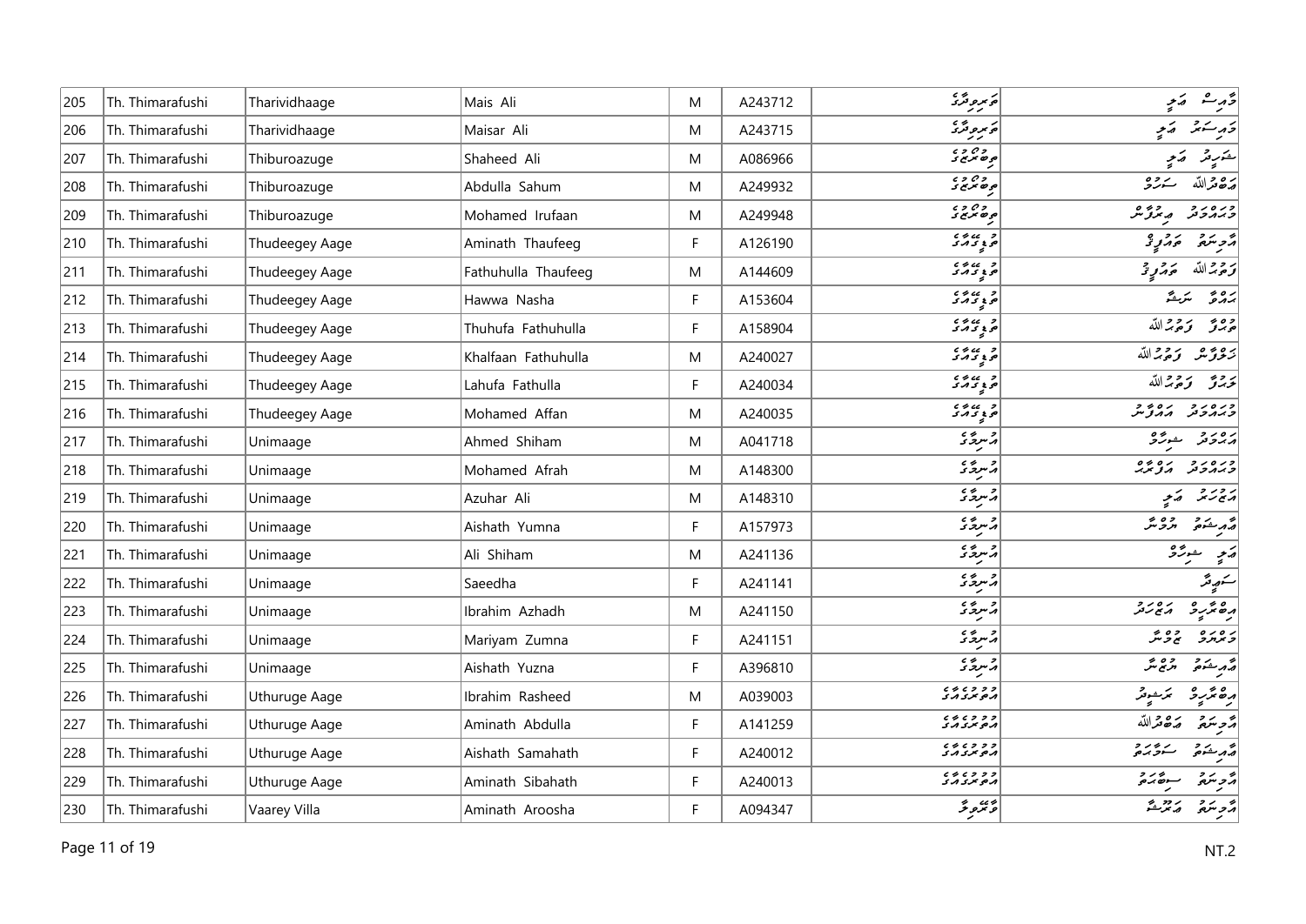| 205 | Th. Thimarafushi | Tharividhaage | Mais Ali | M | A243712 | ތަރިވިދާގެ | މާއިސް ޢަލީ |
|---|---|---|---|---|---|---|---|
| 206 | Th. Thimarafushi | Tharividhaage | Maisar Ali | M | A243715 | ތަރިވިދާގެ | މައިސަރ ޢަލީ |
| 207 | Th. Thimarafushi | Thiburoazuge | Shaheed Ali | M | A086966 | ތިބުރޯޒުގެ | ޝަހީދު ޢަލީ |
| 208 | Th. Thimarafushi | Thiburoazuge | Abdulla Sahum | M | A249932 | ތިބުރޯޒުގެ | ޢަބްދުﷲ ސަހުމް |
| 209 | Th. Thimarafushi | Thiburoazuge | Mohamed Irufaan | M | A249948 | ތިބުރޯޒުގެ | މުޙައްމަދު އިރުފާން |
| 210 | Th. Thimarafushi | Thudeegey Aage | Aminath Thaufeeg | F | A126190 | ތުޑީގޭއާގެ | އާމިނަތު ތައުފީގު |
| 211 | Th. Thimarafushi | Thudeegey Aage | Fathuhulla Thaufeeg | M | A144609 | ތުޑީގޭއާގެ | ފަތުހުﷲ ތައުފީގު |
| 212 | Th. Thimarafushi | Thudeegey Aage | Hawwa Nasha | F | A153604 | ތުޑީގޭއާގެ | ހައްވާ ނަޝާ |
| 213 | Th. Thimarafushi | Thudeegey Aage | Thuhufa Fathuhulla | F | A158904 | ތުޑީގޭއާގެ | ތުހުފާ ފަތުހުﷲ |
| 214 | Th. Thimarafushi | Thudeegey Aage | Khalfaan Fathuhulla | M | A240027 | ތުޑީގޭއާގެ | ޚަލްފާން ފަތުހުﷲ |
| 215 | Th. Thimarafushi | Thudeegey Aage | Lahufa Fathulla | F | A240034 | ތުޑީގޭއާގެ | ލަހުފާ ފަތުހުﷲ |
| 216 | Th. Thimarafushi | Thudeegey Aage | Mohamed Affan | M | A240035 | ތުޑީގޭއާގެ | މުޙައްމަދު އައްފާން |
| 217 | Th. Thimarafushi | Unimaage | Ahmed Shiham | M | A041718 | އުނިމާގެ | އަޙްމަދު ޝިހާމް |
| 218 | Th. Thimarafushi | Unimaage | Mohamed Afrah | M | A148300 | އުނިމާގެ | މުޙައްމަދު އަފްރާހް |
| 219 | Th. Thimarafushi | Unimaage | Azuhar Ali | M | A148310 | އުނިމާގެ | އަޒުހަރު ޢަލީ |
| 220 | Th. Thimarafushi | Unimaage | Aishath Yumna | F | A157973 | އުނިމާގެ | ޢާއިޝަތު ޔުމްނާ |
| 221 | Th. Thimarafushi | Unimaage | Ali Shiham | M | A241136 | އުނިމާގެ | ޢަލީ ޝިހާމް |
| 222 | Th. Thimarafushi | Unimaage | Saeedha | F | A241141 | އުނިމާގެ | ސަޢީދާ |
| 223 | Th. Thimarafushi | Unimaage | Ibrahim Azhadh | M | A241150 | އުނިމާގެ | އިބްރާހީމް އަޒްހަދު |
| 224 | Th. Thimarafushi | Unimaage | Mariyam Zumna | F | A241151 | އުނިމާގެ | މަރިޔަމް ޒުމްނާ |
| 225 | Th. Thimarafushi | Unimaage | Aishath Yuzna | F | A396810 | އުނިމާގެ | ޢާއިޝަތު ޔުޒްނާ |
| 226 | Th. Thimarafushi | Uthuruge Aage | Ibrahim Rasheed | M | A039003 | އުތުރުގެއާގެ | އިބްރާހީމް ރަޝީދު |
| 227 | Th. Thimarafushi | Uthuruge Aage | Aminath Abdulla | F | A141259 | އުތުރުގެއާގެ | އާމިނަތު ޢަބްދުﷲ |
| 228 | Th. Thimarafushi | Uthuruge Aage | Aishath Samahath | F | A240012 | އުތުރުގެއާގެ | ޢާއިޝަތު ސަމާހަތު |
| 229 | Th. Thimarafushi | Uthuruge Aage | Aminath Sibahath | F | A240013 | އުތުރުގެއާގެ | އާމިނަތު ސިބާހަތު |
| 230 | Th. Thimarafushi | Vaarey Villa | Aminath Aroosha | F | A094347 | ވާރޭވިލާ | އާމިނަތު އަރޫޝާ |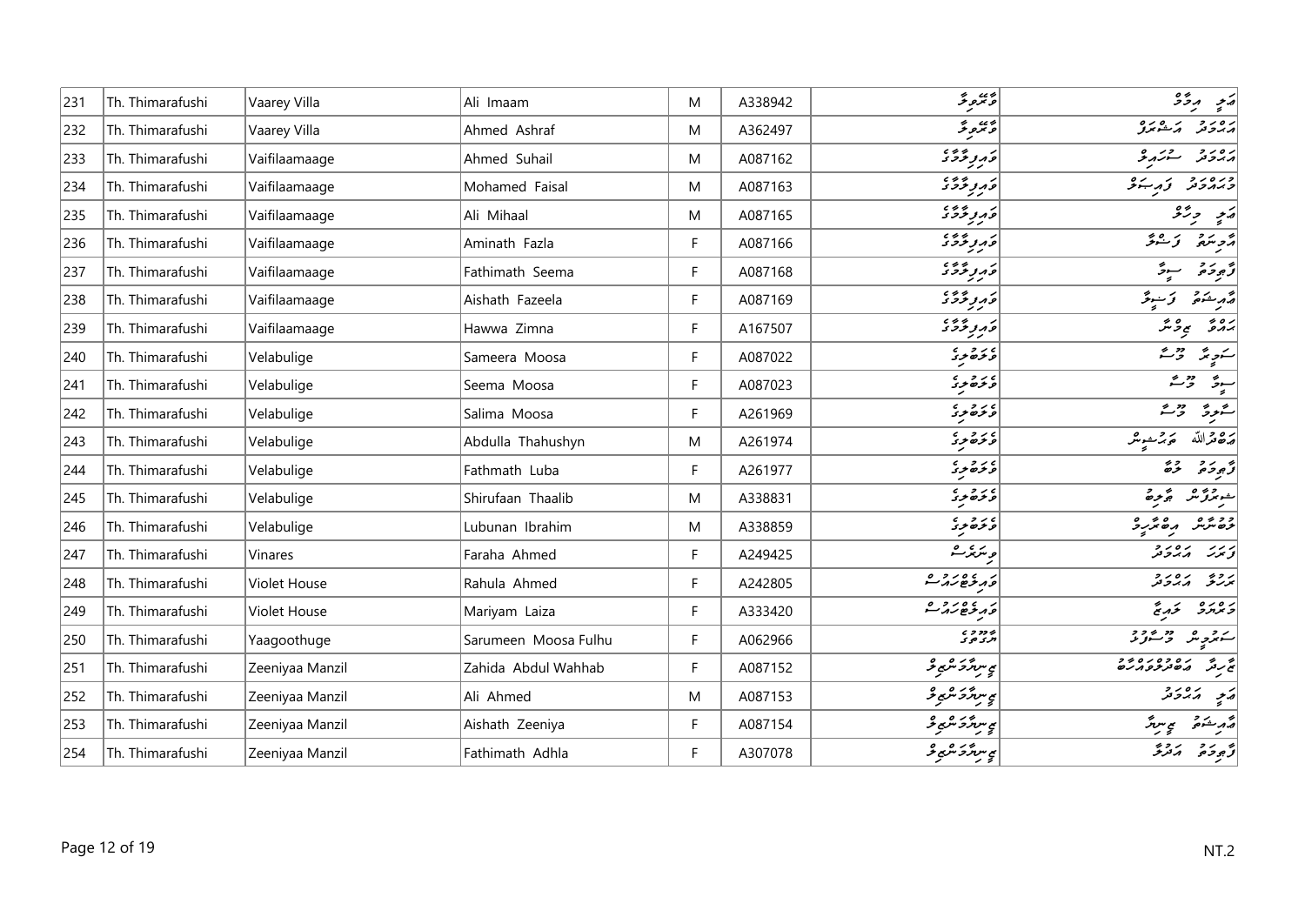| 231 | Th. Thimarafushi | Vaarey Villa | Ali Imaam | M | A338942 | ވާރޭވިލާ | އަލި އިމާމް |
|---|---|---|---|---|---|---|---|
| 232 | Th. Thimarafushi | Vaarey Villa | Ahmed Ashraf | M | A362497 | ވާރޭވިލާ | އަޙްމަދު އަށްރަފް |
| 233 | Th. Thimarafushi | Vaifilaamaage | Ahmed Suhail | M | A087162 | ވައިފިލާމާގެ | އަޙްމަދު ސުހައިލް |
| 234 | Th. Thimarafushi | Vaifilaamaage | Mohamed Faisal | M | A087163 | ވައިފިލާމާގެ | މުޙައްމަދު ފައިސަލް |
| 235 | Th. Thimarafushi | Vaifilaamaage | Ali Mihaal | M | A087165 | ވައިފިލާމާގެ | އަލި މިހާލް |
| 236 | Th. Thimarafushi | Vaifilaamaage | Aminath Fazla | F | A087166 | ވައިފިލާމާގެ | އާމިނަތު ފަޟްލާ |
| 237 | Th. Thimarafushi | Vaifilaamaage | Fathimath Seema | F | A087168 | ވައިފިލާމާގެ | ފާތިމަތު ސީމާ |
| 238 | Th. Thimarafushi | Vaifilaamaage | Aishath Fazeela | F | A087169 | ވައިފިލާމާގެ | އާއިޝަތު ފަޟީލާ |
| 239 | Th. Thimarafushi | Vaifilaamaage | Hawwa Zimna | F | A167507 | ވައިފިލާމާގެ | ހައްވާ ޒިމްނާ |
| 240 | Th. Thimarafushi | Velabulige | Sameera Moosa | F | A087022 | ވެލަބުލިގެ | ސަމީރާ މޫސާ |
| 241 | Th. Thimarafushi | Velabulige | Seema Moosa | F | A087023 | ވެލަބުލިގެ | ސީމާ މޫސާ |
| 242 | Th. Thimarafushi | Velabulige | Salima Moosa | F | A261969 | ވެލަބުލިގެ | ސާލިމާ މޫސާ |
| 243 | Th. Thimarafushi | Velabulige | Abdulla Thahushyn | M | A261974 | ވެލަބުލިގެ | އަބްދުﷲ ތަހުޝީން |
| 244 | Th. Thimarafushi | Velabulige | Fathmath Luba | F | A261977 | ވެލަބުލިގެ | ފާތިމަތު ލުބާ |
| 245 | Th. Thimarafushi | Velabulige | Shirufaan Thaalib | M | A338831 | ވެލަބުލިގެ | ޝިރުފާން ޠާލިބު |
| 246 | Th. Thimarafushi | Velabulige | Lubunan Ibrahim | M | A338859 | ވެލަބުލިގެ | ލުބުނަން އިބްރާހީމް |
| 247 | Th. Thimarafushi | Vinares | Faraha Ahmed | F | A249425 | ވިނަރެސް | ފަރަހަ އަޙްމަދު |
| 248 | Th. Thimarafushi | Violet House | Rahula Ahmed | F | A242805 | ވައިލެޓްހައުސް | ރަހުލާ އަޙްމަދު |
| 249 | Th. Thimarafushi | Violet House | Mariyam Laiza | F | A333420 | ވައިލެޓްހައުސް | މަރިޔަމް ލައިޒާ |
| 250 | Th. Thimarafushi | Yaagoothuge | Sarumeen Moosa Fulhu | F | A062966 | ޔާގޫތުގެ | ސަރުމީން މޫސާފުޅު |
| 251 | Th. Thimarafushi | Zeeniyaa Manzil | Zahida Abdul Wahhab | F | A087152 | ޒީނިޔާމަންޒިލް | ޒާހިދާ އަބްދުލްވައްހާބް |
| 252 | Th. Thimarafushi | Zeeniyaa Manzil | Ali Ahmed | M | A087153 | ޒީނިޔާމަންޒިލް | އަލި އަޙްމަދު |
| 253 | Th. Thimarafushi | Zeeniyaa Manzil | Aishath Zeeniya | F | A087154 | ޒީނިޔާމަންޒިލް | އާއިޝަތު ޒީނިޔާ |
| 254 | Th. Thimarafushi | Zeeniyaa Manzil | Fathimath Adhla | F | A307078 | ޒީނިޔާމަންޒިލް | ފާތިމަތު އަދްލާ |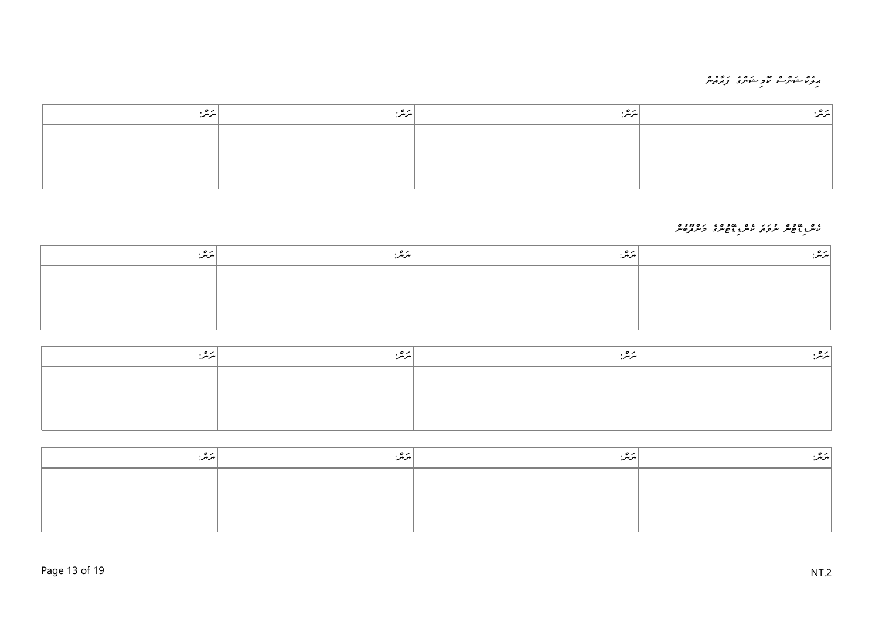ދިވެހި ސަރުކާރު ކޮމިޝަނެއް ފަރާތުން

| ނަންބަރު: | ނަންބަރު: | ނަންބަރު: | ނަންބަރު: |
|---|---|---|---|
| | | | |

ކޮންސެޕްޓް ނޯޓުތަކަށް ކޮންސެޕްޓް މަސައްކަތް

| ނަންބަރު: | ނަންބަރު: | ނަންބަރު: | ނަންބަރު: |
|---|---|---|---|
| | | | |

| ނަންބަރު: | ނަންބަރު: | ނަންބަރު: | ނަންބަރު: |
|---|---|---|---|
| | | | |

| ނަންބަރު: | ނަންބަރު: | ނަންބަރު: | ނަންބަރު: |
|---|---|---|---|
| | | | |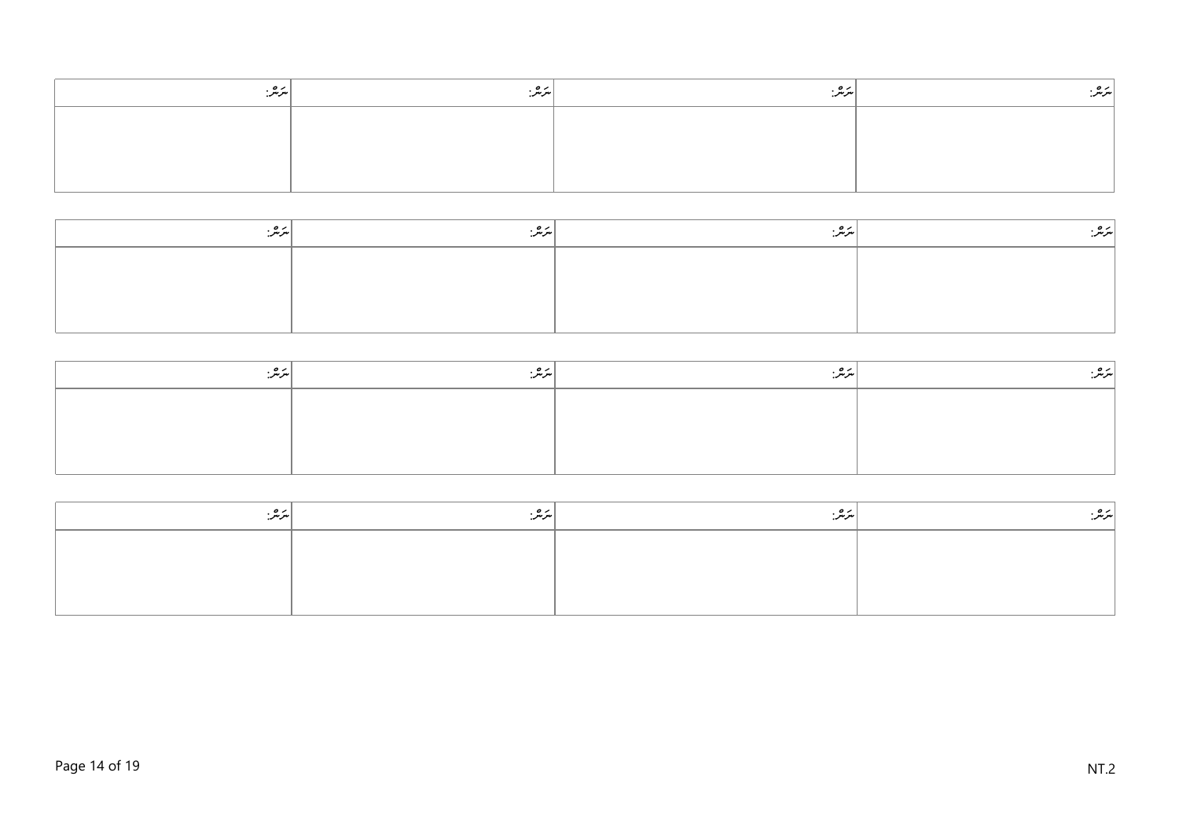| ނަންބަރ: | ނަންބަރ: | ނަންބަރ: | ނަންބަރ: |
|---|---|---|---|
| | | | |

| ނަންބަރ: | ނަންބަރ: | ނަންބަރ: | ނަންބަރ: |
|---|---|---|---|
| | | | |

| ނަންބަރ: | ނަންބަރ: | ނަންބަރ: | ނަންބަރ: |
|---|---|---|---|
| | | | |

| ނަންބަރ: | ނަންބަރ: | ނަންބަރ: | ނަންބަރ: |
|---|---|---|---|
| | | | |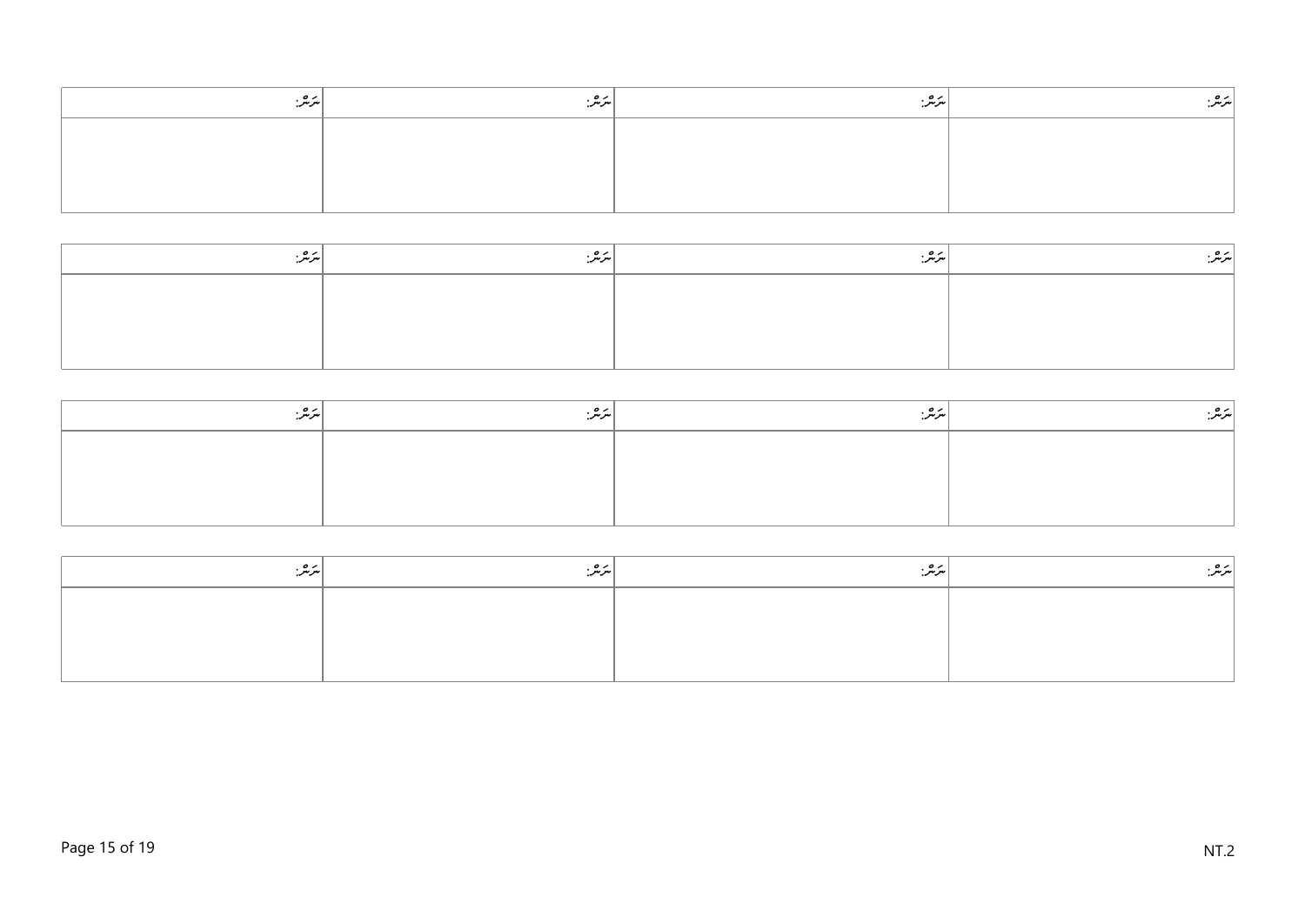| ނަރަށް: | ނަރަށް: | ނަރަށް: | ނަރަށް: |
| --- | --- | --- | --- |
| | | | |

| ނަރަށް: | ނަރަށް: | ނަރަށް: | ނަރަށް: |
| --- | --- | --- | --- |
| | | | |

| ނަރަށް: | ނަރަށް: | ނަރަށް: | ނަރަށް: |
| --- | --- | --- | --- |
| | | | |

| ނަރަށް: | ނަރަށް: | ނަރަށް: | ނަރަށް: |
| --- | --- | --- | --- |
| | | | |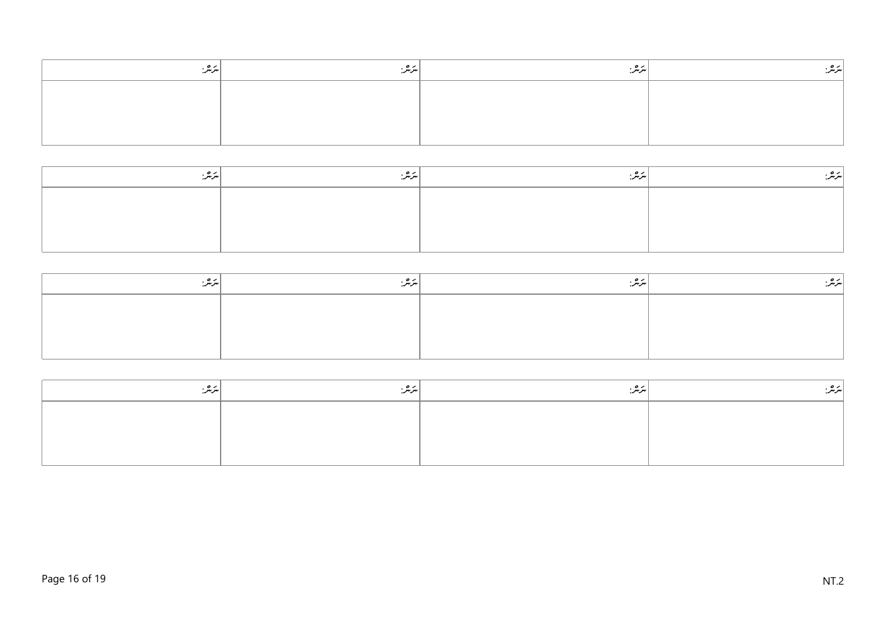| ނަރަ. | ނަރަ. | ނަރަ. | ނަރަ. |
| --- | --- | --- | --- |
|  |  |  |  |

| ނަރަ. | ނަރަ. | ނަރަ. | ނަރަ. |
| --- | --- | --- | --- |
|  |  |  |  |

| ނަރަ. | ނަރަ. | ނަރަ. | ނަރަ. |
| --- | --- | --- | --- |
|  |  |  |  |

| ނަރަ. | ނަރަ. | ނަރަ. | ނަރަ. |
| --- | --- | --- | --- |
|  |  |  |  |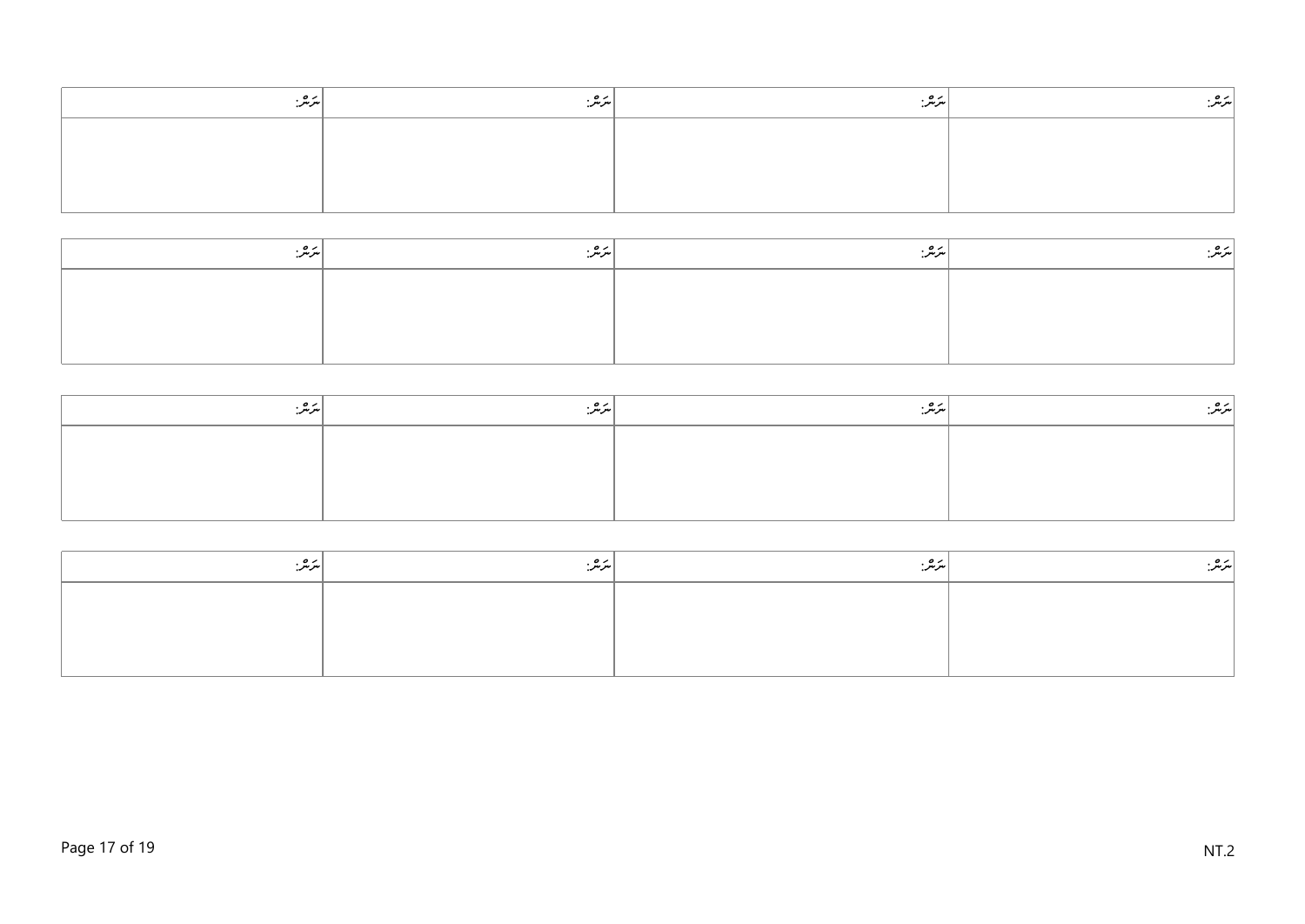| ނަރުދ: | ނަރުދ: | ނަރުދ: | ނަރުދ: |
| --- | --- | --- | --- |
| | | | |

| ނަރުދ: | ނަރުދ: | ނަރުދ: | ނަރުދ: |
| --- | --- | --- | --- |
| | | | |

| ނަރުދ: | ނަރުދ: | ނަރުދ: | ނަރުދ: |
| --- | --- | --- | --- |
| | | | |

| ނަރުދ: | ނަރުދ: | ނަރުދ: | ނަރުދ: |
| --- | --- | --- | --- |
| | | | |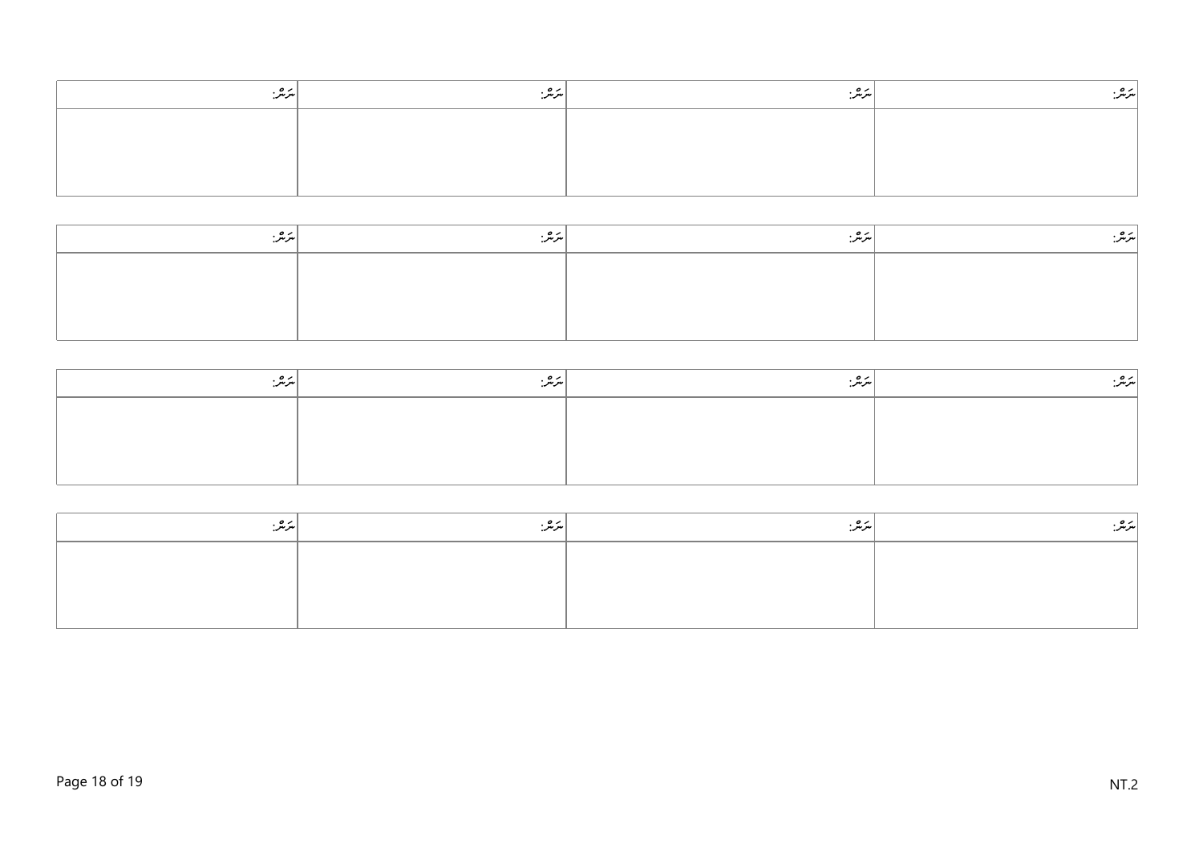| ނަރުދ: | ނަރުދ: | ނަރުދ: | ނަރުދ: |
| --- | --- | --- | --- |
| | | | |

| ނަރުދ: | ނަރުދ: | ނަރުދ: | ނަރުދ: |
| --- | --- | --- | --- |
| | | | |

| ނަރުދ: | ނަރުދ: | ނަރުދ: | ނަރުދ: |
| --- | --- | --- | --- |
| | | | |

| ނަރުދ: | ނަރުދ: | ނަރުދ: | ނަރުދ: |
| --- | --- | --- | --- |
| | | | |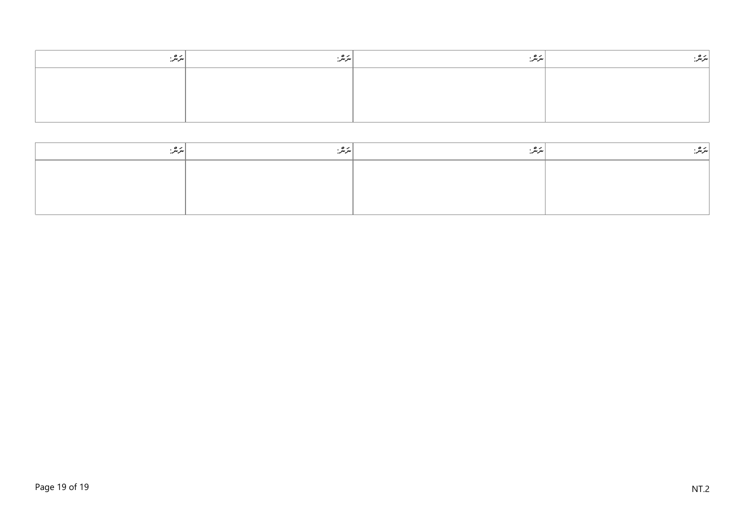| ޗަރަށް: | ޗަރަށް: | ޗަރަށް: | ޗަރަށް: |
| --- | --- | --- | --- |
| | | | |

| ޗަރަށް: | ޗަރަށް: | ޗަރަށް: | ޗަރަށް: |
| --- | --- | --- | --- |
| | | | |